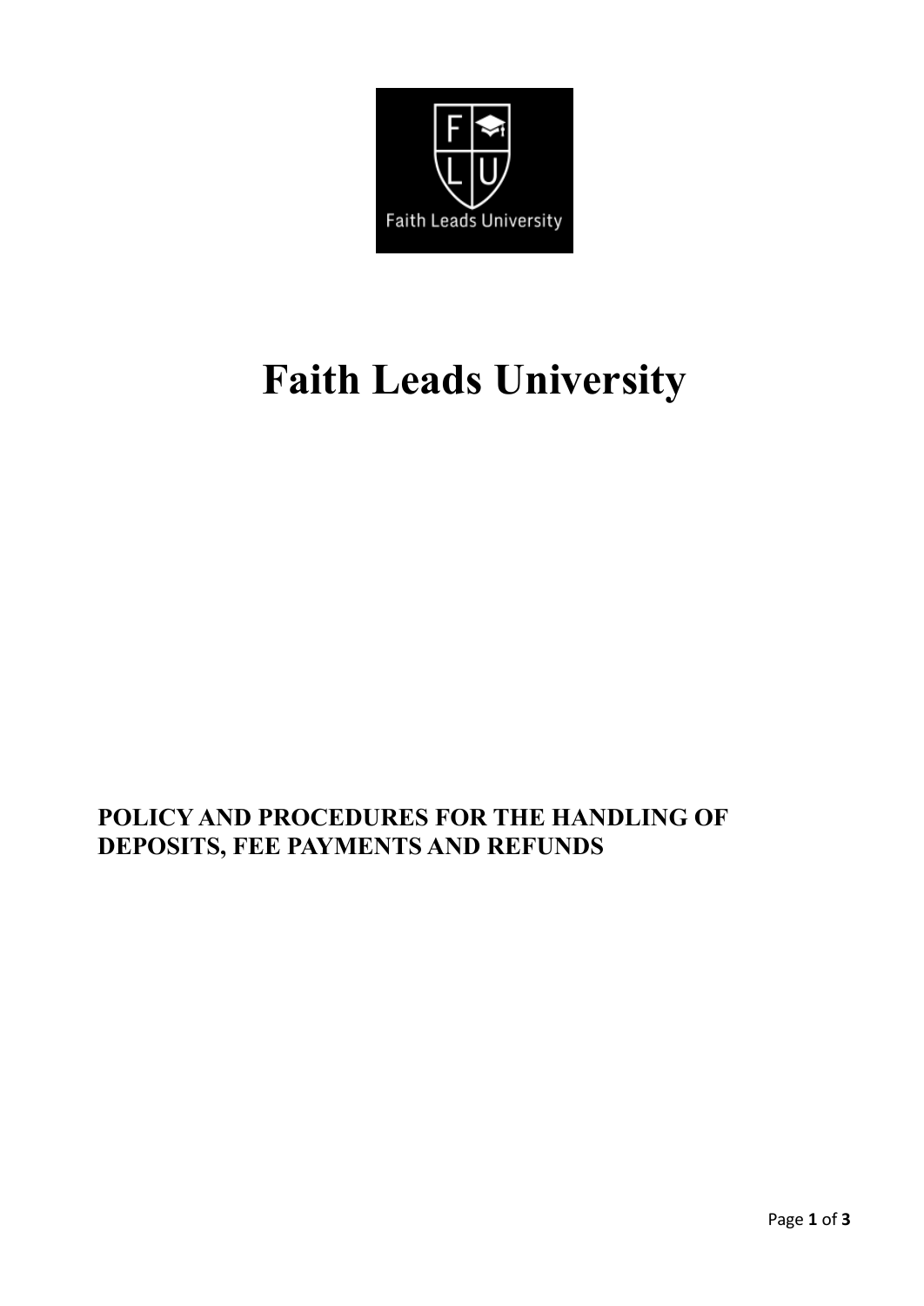# Faith Leads University

**POLICY AND PROCEDURES FOR THE HANDLING OF DEPOSITS, FEE PAYMENTS AND REFUNDS**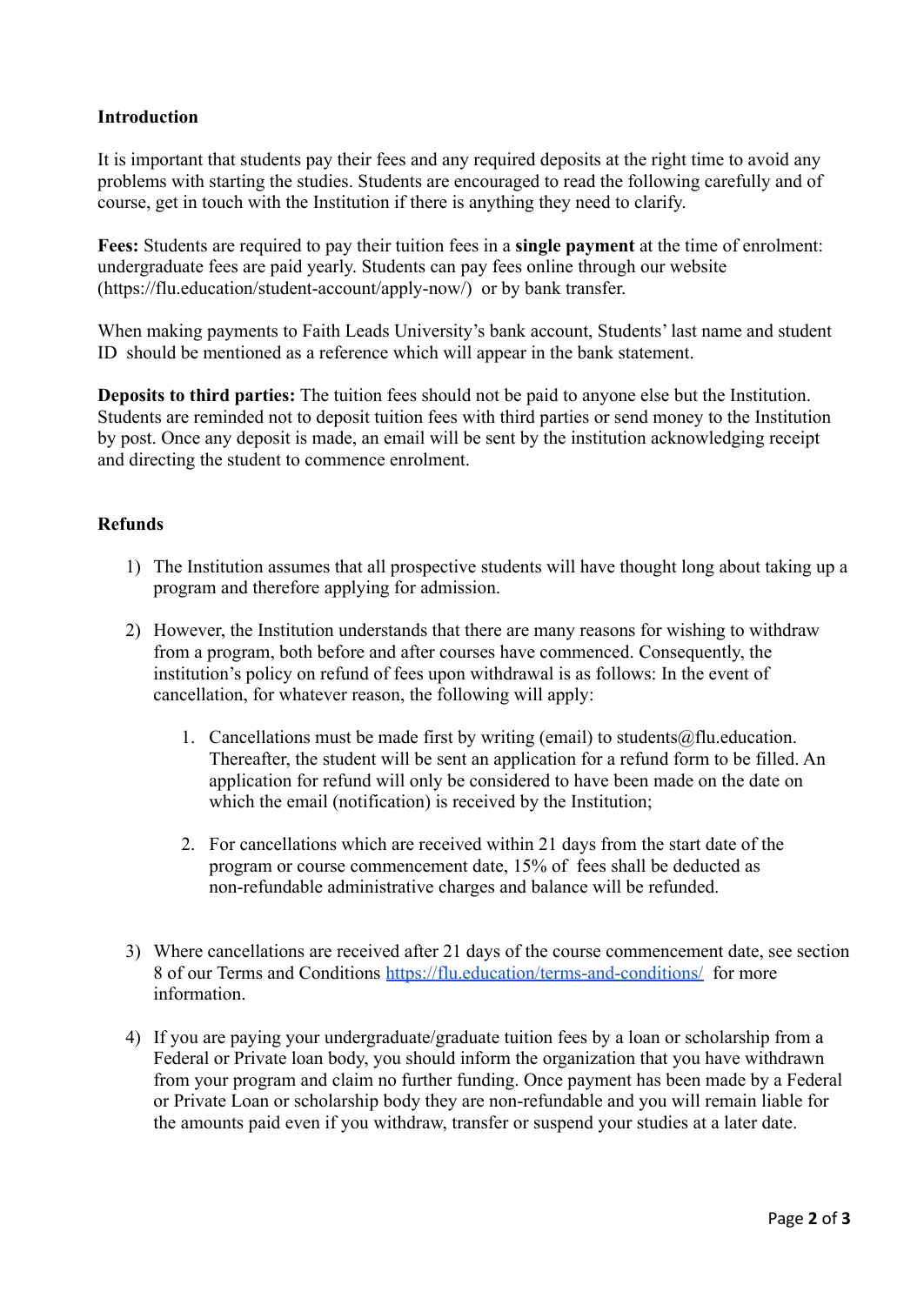**Introduction**

It is important that students pay their fees and any required deposits at the right time to avoid any problems with starting the studies. Students are encouraged to read the following carefully and of course, get in touch with the Institution if there is anything they need to clarify.

**Fees:** Students are required to pay their tuition fees in a **single payment** at the time of enrolment: undergraduate fees are paid yearly. Students can pay fees online through our website (https://flu.education/student-account/apply-now/) or by bank transfer.

When making payments to Faith Leads University's bank account, Students' last name and student ID should be mentioned as a reference which will appear in the bank statement.

**Deposits to third parties:** The tuition fees should not be paid to anyone else but the Institution. Students are reminded not to deposit tuition fees with third parties or send money to the Institution by post. Once any deposit is made, an email will be sent by the institution acknowledging receipt and directing the student to commence enrolment.

**Refunds**

1) The Institution assumes that all prospective students will have thought long about taking up a program and therefore applying for admission.

2) However, the Institution understands that there are many reasons for wishing to withdraw from a program, both before and after courses have commenced. Consequently, the institution's policy on refund of fees upon withdrawal is as follows: In the event of cancellation, for whatever reason, the following will apply:

   1. Cancellations must be made first by writing (email) to students@flu.education. Thereafter, the student will be sent an application for a refund form to be filled. An application for refund will only be considered to have been made on the date on which the email (notification) is received by the Institution;

   2. For cancellations which are received within 21 days from the start date of the program or course commencement date, 15% of fees shall be deducted as non-refundable administrative charges and balance will be refunded.

3) Where cancellations are received after 21 days of the course commencement date, see section 8 of our Terms and Conditions https://flu.education/terms-and-conditions/ for more information.

4) If you are paying your undergraduate/graduate tuition fees by a loan or scholarship from a Federal or Private loan body, you should inform the organization that you have withdrawn from your program and claim no further funding. Once payment has been made by a Federal or Private Loan or scholarship body they are non-refundable and you will remain liable for the amounts paid even if you withdraw, transfer or suspend your studies at a later date.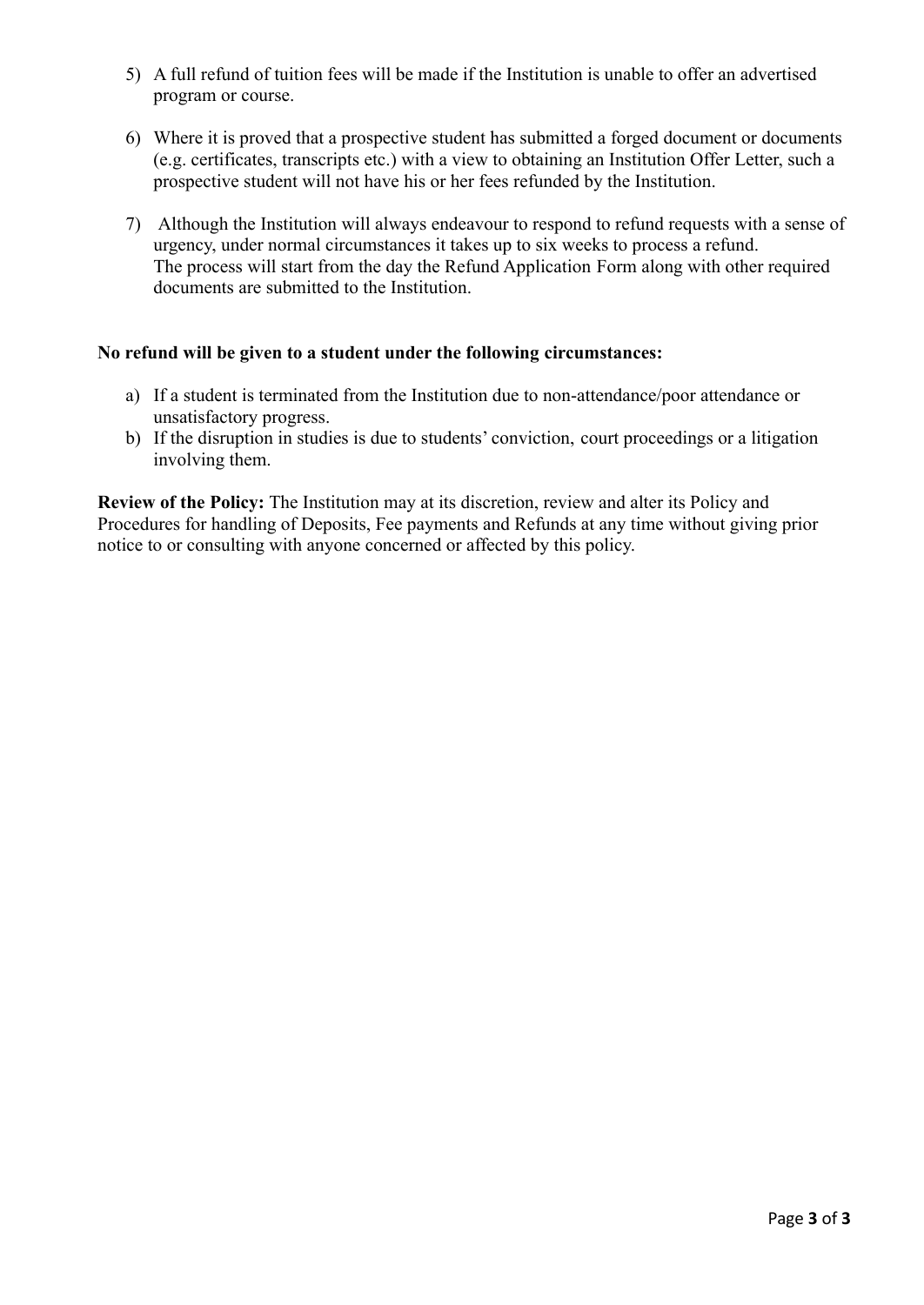5) A full refund of tuition fees will be made if the Institution is unable to offer an advertised program or course.

6) Where it is proved that a prospective student has submitted a forged document or documents (e.g. certificates, transcripts etc.) with a view to obtaining an Institution Offer Letter, such a prospective student will not have his or her fees refunded by the Institution.

7) Although the Institution will always endeavour to respond to refund requests with a sense of urgency, under normal circumstances it takes up to six weeks to process a refund. The process will start from the day the Refund Application Form along with other required documents are submitted to the Institution.

**No refund will be given to a student under the following circumstances:**

a) If a student is terminated from the Institution due to non-attendance/poor attendance or unsatisfactory progress.
b) If the disruption in studies is due to students' conviction, court proceedings or a litigation involving them.

**Review of the Policy:** The Institution may at its discretion, review and alter its Policy and Procedures for handling of Deposits, Fee payments and Refunds at any time without giving prior notice to or consulting with anyone concerned or affected by this policy.